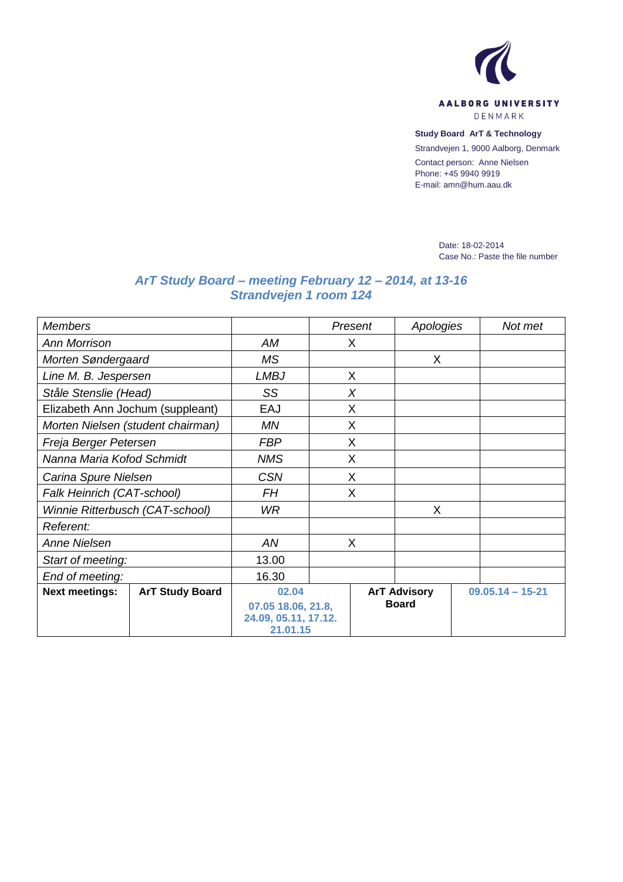AALBORG UNIVERSITY
DENMARK

**Study Board ArT & Technology**

Strandvejen 1, 9000 Aalborg, Denmark

Contact person: Anne Nielsen
Phone: +45 9940 9919
E-mail: amn@hum.aau.dk

Date: 18-02-2014
Case No.: Paste the file number

## *ArT Study Board – meeting February 12 – 2014, at 13-16*
## *Strandvejen 1 room 124*

| *Members* | | | *Present* | *Apologies* | *Not met* |
|---|---|---|---|---|---|
| *Ann Morrison* | | *AM* | X | | |
| *Morten Søndergaard* | | *MS* | | X | |
| *Line M. B. Jespersen* | | *LMBJ* | X | | |
| *Ståle Stenslie (Head)* | | *SS* | *X* | | |
| Elizabeth Ann Jochum (suppleant) | | EAJ | X | | |
| *Morten Nielsen (student chairman)* | | *MN* | X | | |
| *Freja Berger Petersen* | | *FBP* | X | | |
| *Nanna Maria Kofod Schmidt* | | *NMS* | X | | |
| *Carina Spure Nielsen* | | *CSN* | X | | |
| *Falk Heinrich (CAT-school)* | | *FH* | X | | |
| *Winnie Ritterbusch (CAT-school)* | | *WR* | | X | |
| *Referent:* | | | | | |
| *Anne Nielsen* | | *AN* | X | | |
| *Start of meeting:* | | 13.00 | | | |
| *End of meeting:* | | 16.30 | | | |
| **Next meetings:** | **ArT Study Board** | **02.04 07.05 18.06, 21.8, 24.09, 05.11, 17.12. 21.01.15** | **ArT Advisory Board** | | **09.05.14 – 15-21** |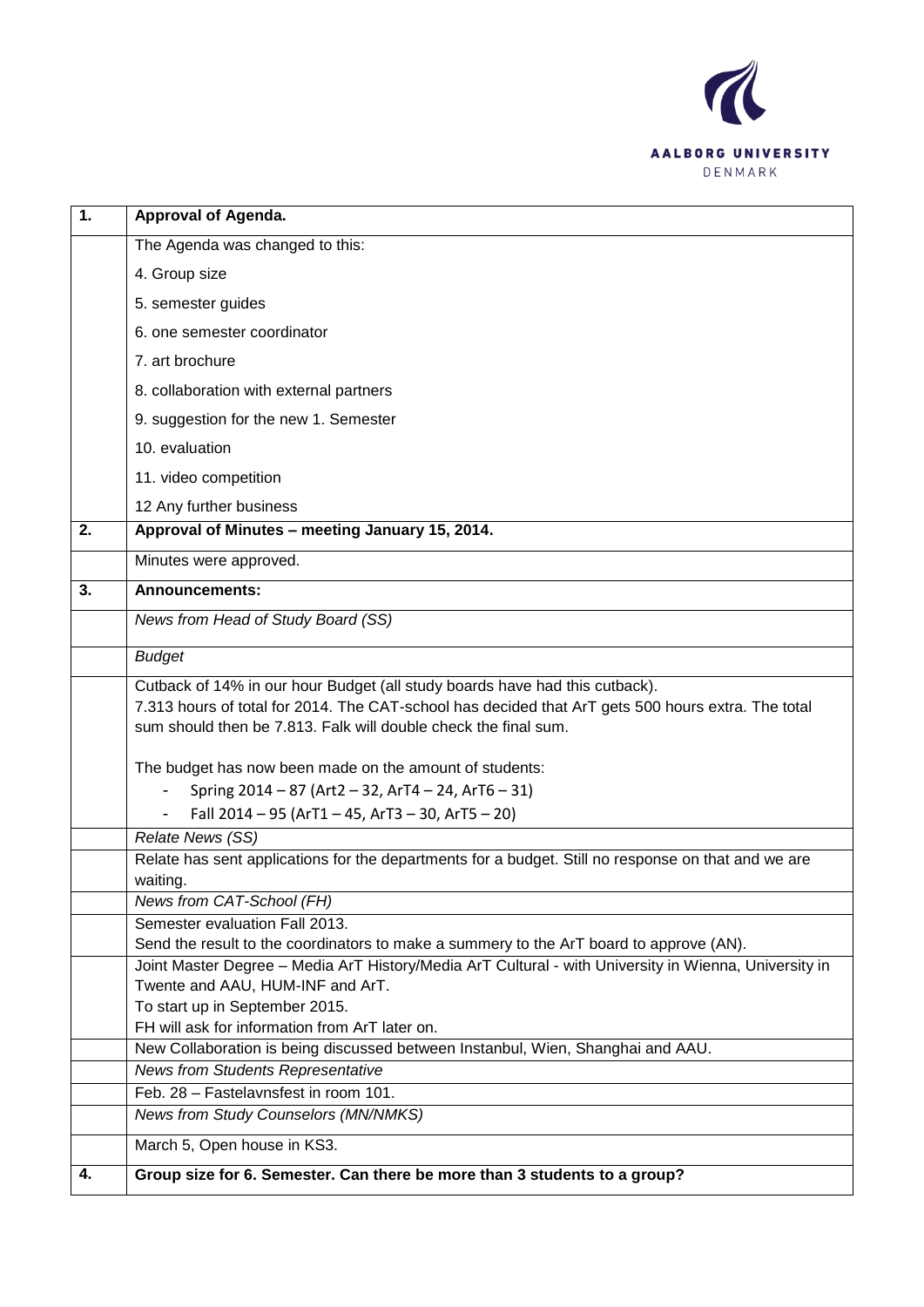| | |
|---|---|
| **1.** | **Approval of Agenda.** |
| | The Agenda was changed to this: |
| | 4. Group size |
| | 5. semester guides |
| | 6. one semester coordinator |
| | 7. art brochure |
| | 8. collaboration with external partners |
| | 9. suggestion for the new 1. Semester |
| | 10. evaluation |
| | 11. video competition |
| | 12 Any further business |
| **2.** | **Approval of Minutes – meeting January 15, 2014.** |
| | Minutes were approved. |
| **3.** | **Announcements:** |
| | *News from Head of Study Board (SS)* |
| | *Budget* |
| | Cutback of 14% in our hour Budget (all study boards have had this cutback).<br>7.313 hours of total for 2014. The CAT-school has decided that ArT gets 500 hours extra. The total sum should then be 7.813. Falk will double check the final sum.<br><br>The budget has now been made on the amount of students:<br>- Spring 2014 – 87 (Art2 – 32, ArT4 – 24, ArT6 – 31)<br>- Fall 2014 – 95 (ArT1 – 45, ArT3 – 30, ArT5 – 20) |
| | *Relate News (SS)* |
| | Relate has sent applications for the departments for a budget. Still no response on that and we are waiting. |
| | *News from CAT-School (FH)* |
| | Semester evaluation Fall 2013.<br>Send the result to the coordinators to make a summery to the ArT board to approve (AN). |
| | Joint Master Degree – Media ArT History/Media ArT Cultural - with University in Wienna, University in Twente and AAU, HUM-INF and ArT.<br>To start up in September 2015.<br>FH will ask for information from ArT later on. |
| | New Collaboration is being discussed between Instanbul, Wien, Shanghai and AAU. |
| | *News from Students Representative* |
| | Feb. 28 – Fastelavnsfest in room 101. |
| | *News from Study Counselors (MN/NMKS)* |
| | March 5, Open house in KS3. |
| **4.** | **Group size for 6. Semester. Can there be more than 3 students to a group?** |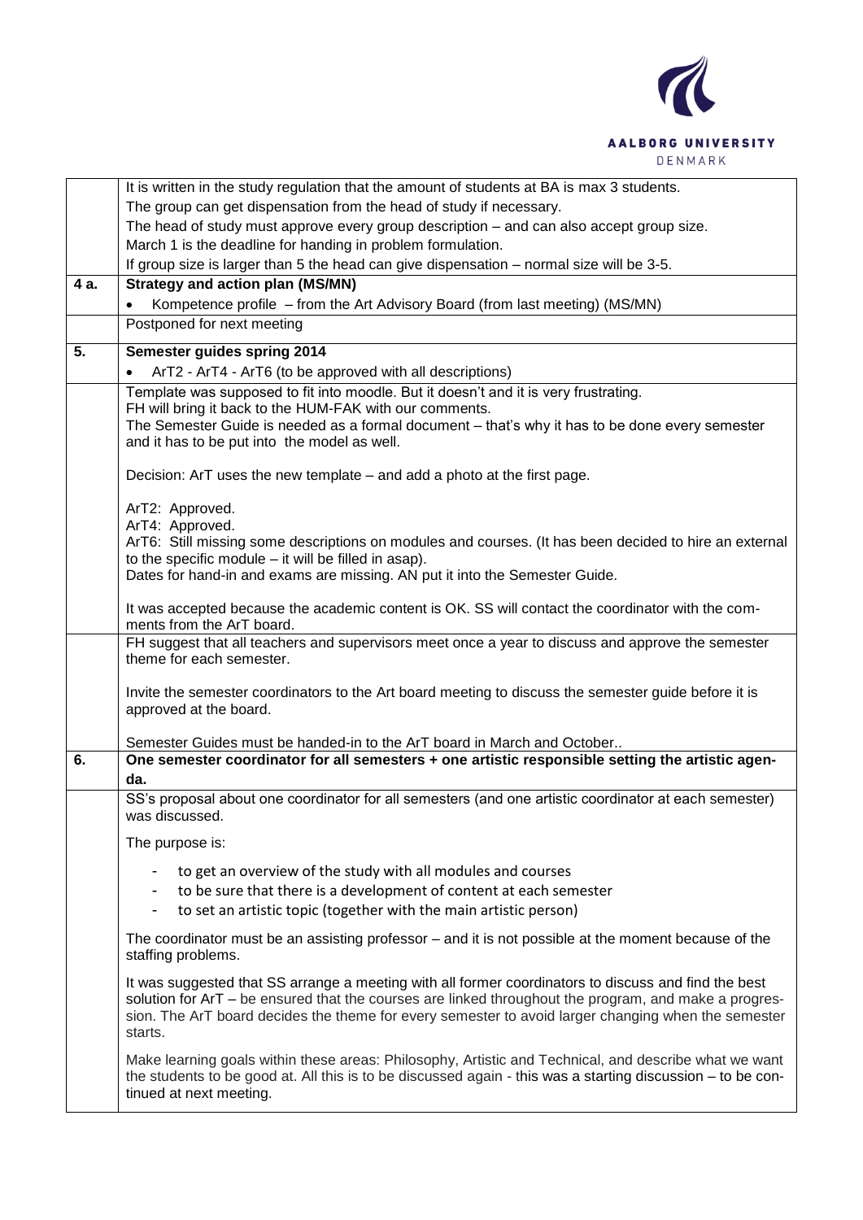| | |
|---|---|
| | It is written in the study regulation that the amount of students at BA is max 3 students.<br>The group can get dispensation from the head of study if necessary.<br>The head of study must approve every group description – and can also accept group size.<br>March 1 is the deadline for handing in problem formulation.<br>If group size is larger than 5 the head can give dispensation – normal size will be 3-5. |
| **4 a.** | **Strategy and action plan (MS/MN)**<br>• Kompetence profile – from the Art Advisory Board (from last meeting) (MS/MN) |
| | Postponed for next meeting |
| **5.** | **Semester guides spring 2014**<br>• ArT2 - ArT4 - ArT6 (to be approved with all descriptions) |
| | Template was supposed to fit into moodle. But it doesn't and it is very frustrating.<br>FH will bring it back to the HUM-FAK with our comments.<br>The Semester Guide is needed as a formal document – that's why it has to be done every semester and it has to be put into the model as well.<br><br>Decision: ArT uses the new template – and add a photo at the first page.<br><br>ArT2: Approved.<br>ArT4: Approved.<br>ArT6: Still missing some descriptions on modules and courses. (It has been decided to hire an external to the specific module – it will be filled in asap).<br>Dates for hand-in and exams are missing. AN put it into the Semester Guide.<br><br>It was accepted because the academic content is OK. SS will contact the coordinator with the comments from the ArT board. |
| | FH suggest that all teachers and supervisors meet once a year to discuss and approve the semester theme for each semester.<br><br>Invite the semester coordinators to the Art board meeting to discuss the semester guide before it is approved at the board.<br><br>Semester Guides must be handed-in to the ArT board in March and October.. |
| **6.** | **One semester coordinator for all semesters + one artistic responsible setting the artistic agenda.** |
| | SS's proposal about one coordinator for all semesters (and one artistic coordinator at each semester) was discussed.<br><br>The purpose is:<br><br>- to get an overview of the study with all modules and courses<br>- to be sure that there is a development of content at each semester<br>- to set an artistic topic (together with the main artistic person)<br><br>The coordinator must be an assisting professor – and it is not possible at the moment because of the staffing problems.<br><br>It was suggested that SS arrange a meeting with all former coordinators to discuss and find the best solution for ArT – be ensured that the courses are linked throughout the program, and make a progression. The ArT board decides the theme for every semester to avoid larger changing when the semester starts.<br><br>Make learning goals within these areas: Philosophy, Artistic and Technical, and describe what we want the students to be good at. All this is to be discussed again - this was a starting discussion – to be continued at next meeting. |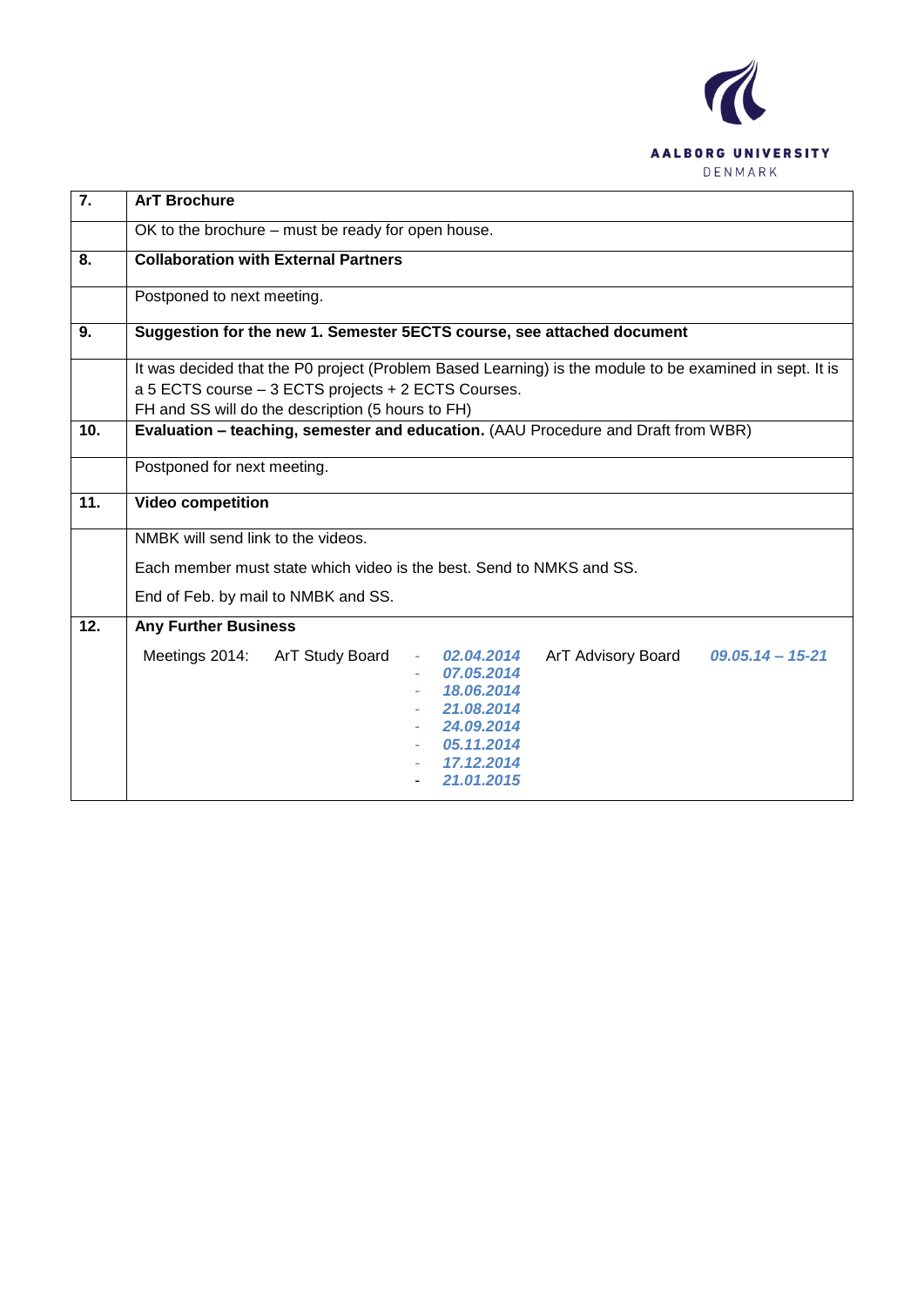AALBORG UNIVERSITY
DENMARK

| | |
|---|---|
| **7.** | **ArT Brochure** |
| | OK to the brochure – must be ready for open house. |
| **8.** | **Collaboration with External Partners** |
| | Postponed to next meeting. |
| **9.** | **Suggestion for the new 1. Semester 5ECTS course, see attached document** |
| | It was decided that the P0 project (Problem Based Learning) is the module to be examined in sept. It is a 5 ECTS course – 3 ECTS projects + 2 ECTS Courses.<br>FH and SS will do the description (5 hours to FH) |
| **10.** | **Evaluation – teaching, semester and education.** (AAU Procedure and Draft from WBR) |
| | Postponed for next meeting. |
| **11.** | **Video competition** |
| | NMBK will send link to the videos.<br>Each member must state which video is the best. Send to NMKS and SS.<br>End of Feb. by mail to NMBK and SS. |
| **12.** | **Any Further Business** |
| | Meetings 2014: ArT Study Board - ***02.04.2014*** - ***07.05.2014*** - ***18.06.2014*** - ***21.08.2014*** - ***24.09.2014*** - ***05.11.2014*** - ***17.12.2014*** - ***21.01.2015***; ArT Advisory Board ***09.05.14 – 15-21*** |